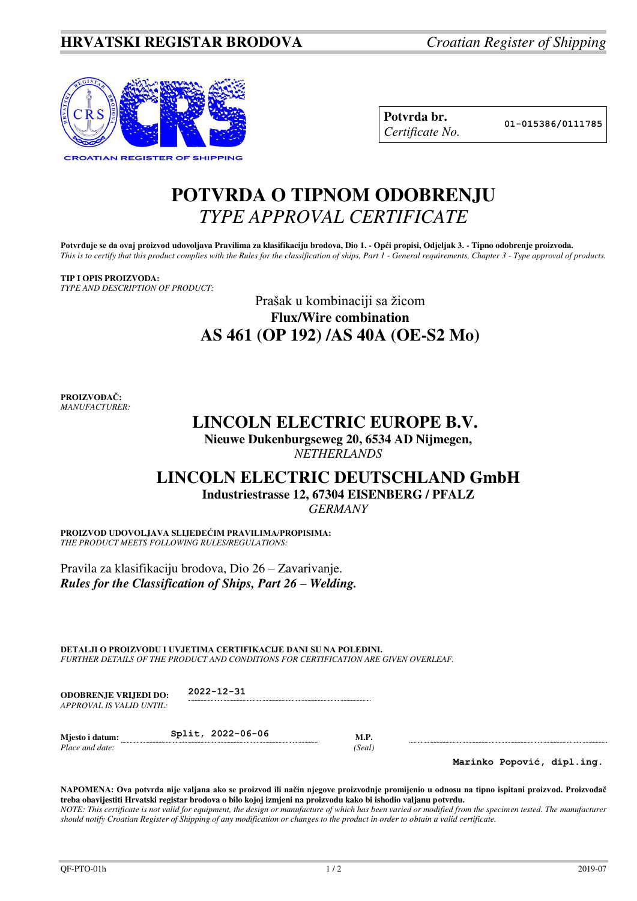**HRVATSKI REGISTAR BRODOVA** *Croatian Register of Shipping*

CROATIAN REGISTER OF SHIPPING

| **Potvrda br.** *Certificate No.* | 01-015386/0111785 |
|---|---|

# POTVRDA O TIPNOM ODOBRENJU
# *TYPE APPROVAL CERTIFICATE*

**Potvrđuje se da ovaj proizvod udovoljava Pravilima za klasifikaciju brodova, Dio 1. - Opći propisi, Odjeljak 3. - Tipno odobrenje proizvoda.**
*This is to certify that this product complies with the Rules for the classification of ships, Part 1 - General requirements, Chapter 3 - Type approval of products.*

**TIP I OPIS PROIZVODA:**
*TYPE AND DESCRIPTION OF PRODUCT:*

Prašak u kombinaciji sa žicom
**Flux/Wire combination**
**AS 461 (OP 192) /AS 40A (OE-S2 Mo)**

**PROIZVOĐAČ:**
*MANUFACTURER:*

**LINCOLN ELECTRIC EUROPE B.V.**
**Nieuwe Dukenburgseweg 20, 6534 AD Nijmegen,**
*NETHERLANDS*

**LINCOLN ELECTRIC DEUTSCHLAND GmbH**
**Industriestrasse 12, 67304 EISENBERG / PFALZ**
*GERMANY*

**PROIZVOD UDOVOLJAVA SLIJEDEĆIM PRAVILIMA/PROPISIMA:**
*THE PRODUCT MEETS FOLLOWING RULES/REGULATIONS:*

Pravila za klasifikaciju brodova, Dio 26 – Zavarivanje.
***Rules for the Classification of Ships, Part 26 – Welding.***

**DETALJI O PROIZVODU I UVJETIMA CERTIFIKACIJE DANI SU NA POLEĐINI.**
*FURTHER DETAILS OF THE PRODUCT AND CONDITIONS FOR CERTIFICATION ARE GIVEN OVERLEAF.*

**ODOBRENJE VRIJEDI DO:** *APPROVAL IS VALID UNTIL:* 2022-12-31

**Mjesto i datum:** *Place and date:* Split, 2022-06-06

**M.P.** *(Seal)*

Marinko Popović, dipl.ing.

**NAPOMENA: Ova potvrda nije valjana ako se proizvod ili način njegove proizvodnje promijenio u odnosu na tipno ispitani proizvod. Proizvođač treba obavijestiti Hrvatski registar brodova o bilo kojoj izmjeni na proizvodu kako bi ishodio valjanu potvrdu.**
*NOTE: This certificate is not valid for equipment, the design or manufacture of which has been varied or modified from the specimen tested. The manufacturer should notify Croatian Register of Shipping of any modification or changes to the product in order to obtain a valid certificate.*

QF-PTO-01h 2019-07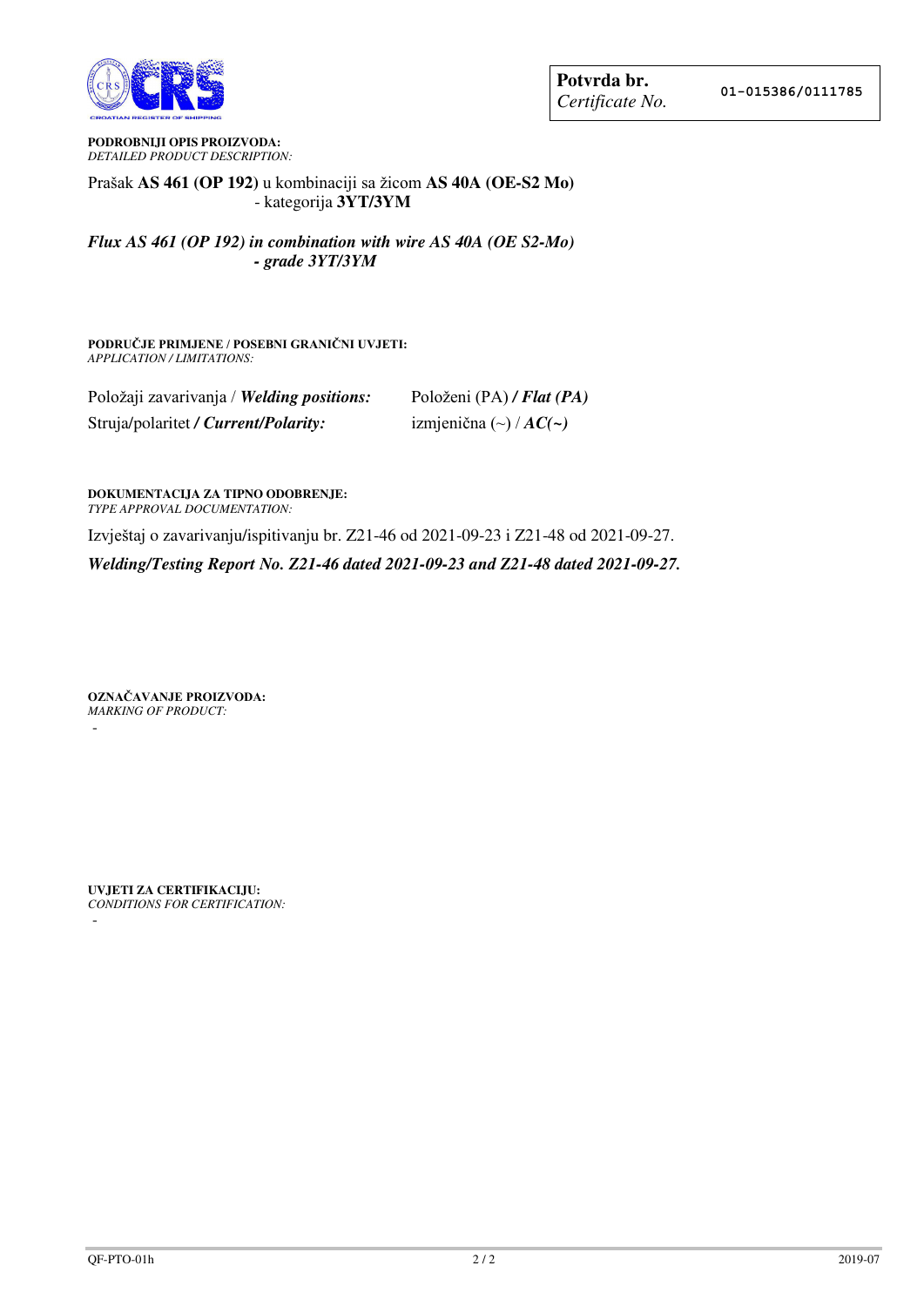| **Potvrda br.** *Certificate No.* | 01-015386/0111785 |
|---|---|

**PODROBNIJI OPIS PROIZVODA:**
*DETAILED PRODUCT DESCRIPTION:*

Prašak **AS 461 (OP 192)** u kombinaciji sa žicom **AS 40A (OE-S2 Mo)**
- kategorija **3YT/3YM**

***Flux AS 461 (OP 192) in combination with wire AS 40A (OE S2-Mo)***
***- grade 3YT/3YM***

**PODRUČJE PRIMJENE / POSEBNI GRANIČNI UVJETI:**
*APPLICATION / LIMITATIONS:*

| | |
|---|---|
| Položaji zavarivanja / ***Welding positions:*** | Položeni (PA) ***/ Flat (PA)*** |
| Struja/polaritet ***/ Current/Polarity:*** | izmjenična (~) / ***AC(~)*** |

**DOKUMENTACIJA ZA TIPNO ODOBRENJE:**
*TYPE APPROVAL DOCUMENTATION:*

Izvještaj o zavarivanju/ispitivanju br. Z21-46 od 2021-09-23 i Z21-48 od 2021-09-27.

***Welding/Testing Report No. Z21-46 dated 2021-09-23 and Z21-48 dated 2021-09-27.***

**OZNAČAVANJE PROIZVODA:**
*MARKING OF PRODUCT:*

-

**UVJETI ZA CERTIFIKACIJU:**
*CONDITIONS FOR CERTIFICATION:*

-